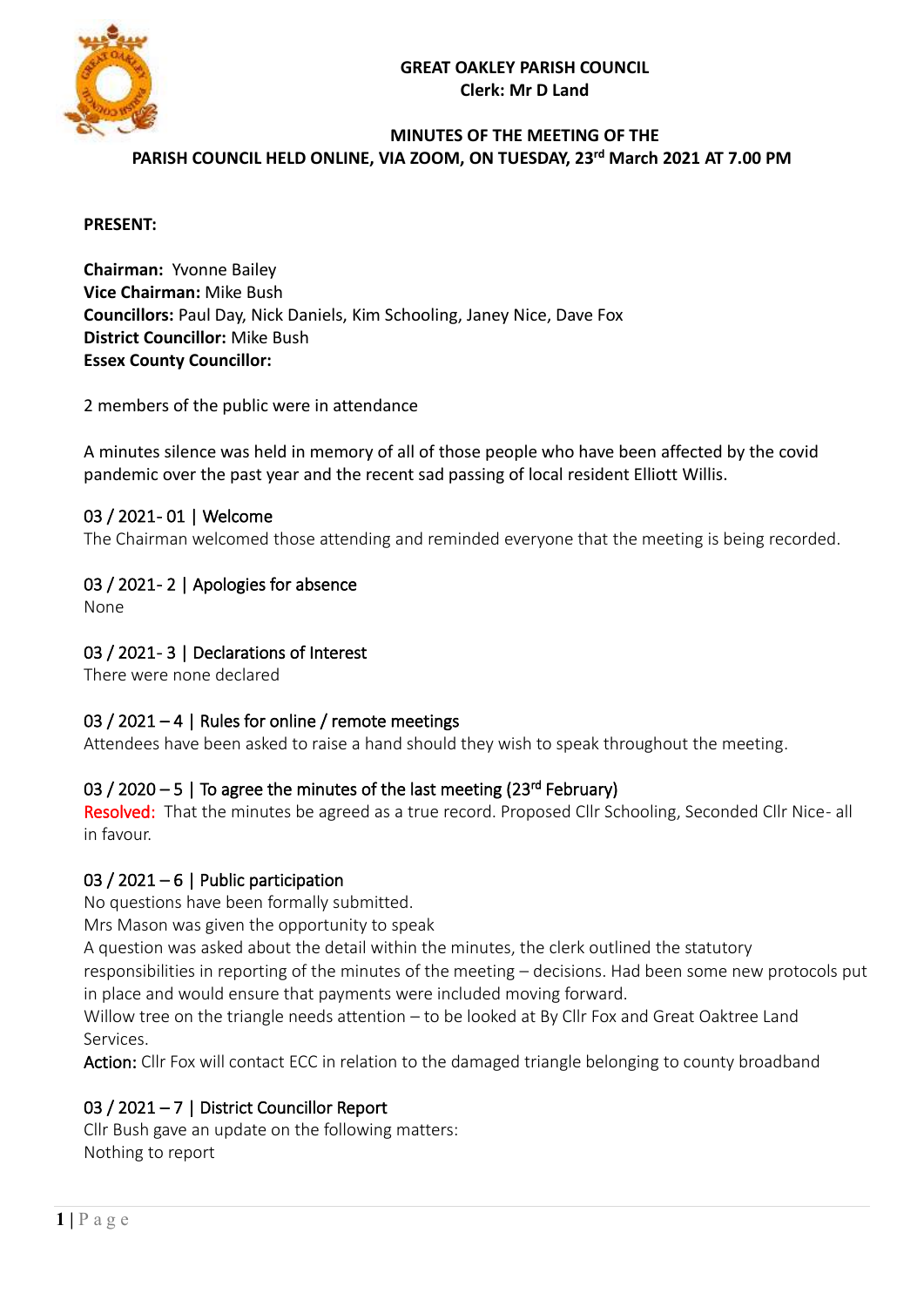**GREAT OAKLEY PARISH COUNCIL**
**Clerk: Mr D Land**

**MINUTES OF THE MEETING OF THE PARISH COUNCIL HELD ONLINE, VIA ZOOM, ON TUESDAY, 23rd March 2021 AT 7.00 PM**

**PRESENT:**

**Chairman:** Yvonne Bailey
**Vice Chairman:** Mike Bush
**Councillors:** Paul Day, Nick Daniels, Kim Schooling, Janey Nice, Dave Fox
**District Councillor:** Mike Bush
**Essex County Councillor:**

2 members of the public were in attendance

A minutes silence was held in memory of all of those people who have been affected by the covid pandemic over the past year and the recent sad passing of local resident Elliott Willis.

### 03 / 2021- 01 | Welcome

The Chairman welcomed those attending and reminded everyone that the meeting is being recorded.

### 03 / 2021- 2 | Apologies for absence

None

### 03 / 2021- 3 | Declarations of Interest

There were none declared

### 03 / 2021 – 4 | Rules for online / remote meetings

Attendees have been asked to raise a hand should they wish to speak throughout the meeting.

### 03 / 2020 – 5 | To agree the minutes of the last meeting (23rd February)

Resolved: That the minutes be agreed as a true record. Proposed Cllr Schooling, Seconded Cllr Nice- all in favour.

### 03 / 2021 – 6 | Public participation

No questions have been formally submitted.
Mrs Mason was given the opportunity to speak
A question was asked about the detail within the minutes, the clerk outlined the statutory responsibilities in reporting of the minutes of the meeting – decisions. Had been some new protocols put in place and would ensure that payments were included moving forward.
Willow tree on the triangle needs attention – to be looked at By Cllr Fox and Great Oaktree Land Services.
**Action:** Cllr Fox will contact ECC in relation to the damaged triangle belonging to county broadband

### 03 / 2021 – 7 | District Councillor Report

Cllr Bush gave an update on the following matters:
Nothing to report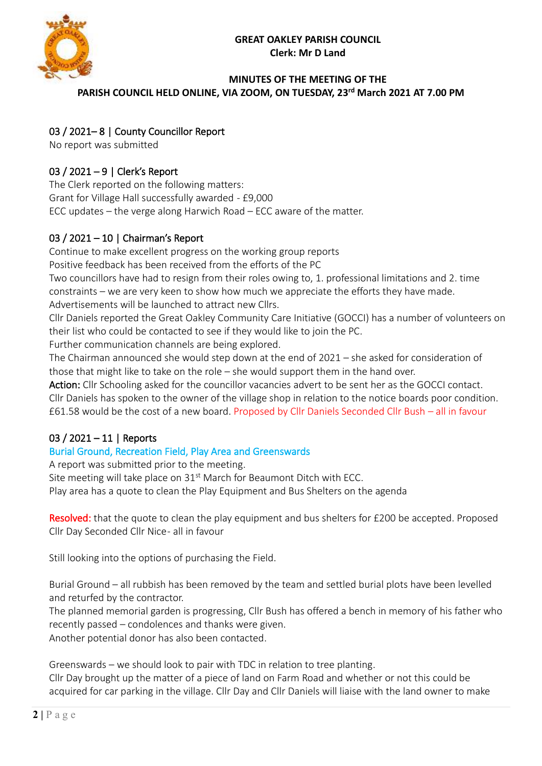**GREAT OAKLEY PARISH COUNCIL**
**Clerk: Mr D Land**

**MINUTES OF THE MEETING OF THE PARISH COUNCIL HELD ONLINE, VIA ZOOM, ON TUESDAY, 23rd March 2021 AT 7.00 PM**

## 03 / 2021– 8 | County Councillor Report

No report was submitted

## 03 / 2021 – 9 | Clerk's Report

The Clerk reported on the following matters:
Grant for Village Hall successfully awarded - £9,000
ECC updates – the verge along Harwich Road – ECC aware of the matter.

## 03 / 2021 – 10 | Chairman's Report

Continue to make excellent progress on the working group reports
Positive feedback has been received from the efforts of the PC
Two councillors have had to resign from their roles owing to, 1. professional limitations and 2. time constraints – we are very keen to show how much we appreciate the efforts they have made.
Advertisements will be launched to attract new Cllrs.
Cllr Daniels reported the Great Oakley Community Care Initiative (GOCCI) has a number of volunteers on their list who could be contacted to see if they would like to join the PC.
Further communication channels are being explored.
The Chairman announced she would step down at the end of 2021 – she asked for consideration of those that might like to take on the role – she would support them in the hand over.
**Action:** Cllr Schooling asked for the councillor vacancies advert to be sent her as the GOCCI contact.
Cllr Daniels has spoken to the owner of the village shop in relation to the notice boards poor condition. £61.58 would be the cost of a new board. Proposed by Cllr Daniels Seconded Cllr Bush – all in favour

## 03 / 2021 – 11 | Reports

### Burial Ground, Recreation Field, Play Area and Greenswards

A report was submitted prior to the meeting.
Site meeting will take place on 31st March for Beaumont Ditch with ECC.
Play area has a quote to clean the Play Equipment and Bus Shelters on the agenda

**Resolved:** that the quote to clean the play equipment and bus shelters for £200 be accepted. Proposed Cllr Day Seconded Cllr Nice- all in favour

Still looking into the options of purchasing the Field.

Burial Ground – all rubbish has been removed by the team and settled burial plots have been levelled and returfed by the contractor.
The planned memorial garden is progressing, Cllr Bush has offered a bench in memory of his father who recently passed – condolences and thanks were given.
Another potential donor has also been contacted.

Greenswards – we should look to pair with TDC in relation to tree planting.
Cllr Day brought up the matter of a piece of land on Farm Road and whether or not this could be acquired for car parking in the village. Cllr Day and Cllr Daniels will liaise with the land owner to make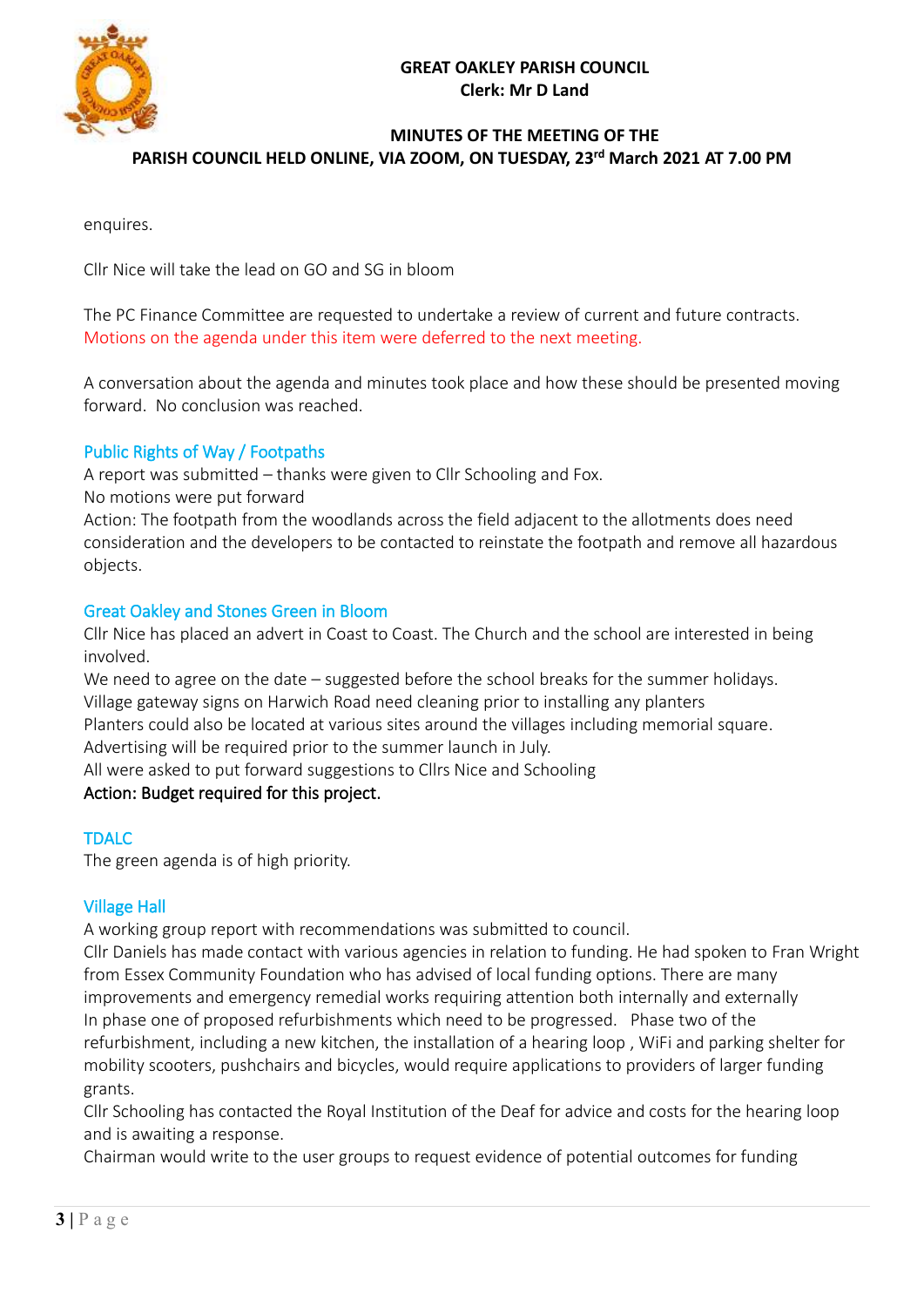enquires.

Cllr Nice will take the lead on GO and SG in bloom

The PC Finance Committee are requested to undertake a review of current and future contracts. Motions on the agenda under this item were deferred to the next meeting.

A conversation about the agenda and minutes took place and how these should be presented moving forward. No conclusion was reached.

### Public Rights of Way / Footpaths

A report was submitted – thanks were given to Cllr Schooling and Fox.
No motions were put forward
Action: The footpath from the woodlands across the field adjacent to the allotments does need consideration and the developers to be contacted to reinstate the footpath and remove all hazardous objects.

### Great Oakley and Stones Green in Bloom

Cllr Nice has placed an advert in Coast to Coast. The Church and the school are interested in being involved.
We need to agree on the date – suggested before the school breaks for the summer holidays.
Village gateway signs on Harwich Road need cleaning prior to installing any planters
Planters could also be located at various sites around the villages including memorial square.
Advertising will be required prior to the summer launch in July.
All were asked to put forward suggestions to Cllrs Nice and Schooling
Action: Budget required for this project.

### TDALC

The green agenda is of high priority.

### Village Hall

A working group report with recommendations was submitted to council.
Cllr Daniels has made contact with various agencies in relation to funding. He had spoken to Fran Wright from Essex Community Foundation who has advised of local funding options. There are many improvements and emergency remedial works requiring attention both internally and externally
In phase one of proposed refurbishments which need to be progressed. Phase two of the refurbishment, including a new kitchen, the installation of a hearing loop , WiFi and parking shelter for mobility scooters, pushchairs and bicycles, would require applications to providers of larger funding grants.
Cllr Schooling has contacted the Royal Institution of the Deaf for advice and costs for the hearing loop and is awaiting a response.
Chairman would write to the user groups to request evidence of potential outcomes for funding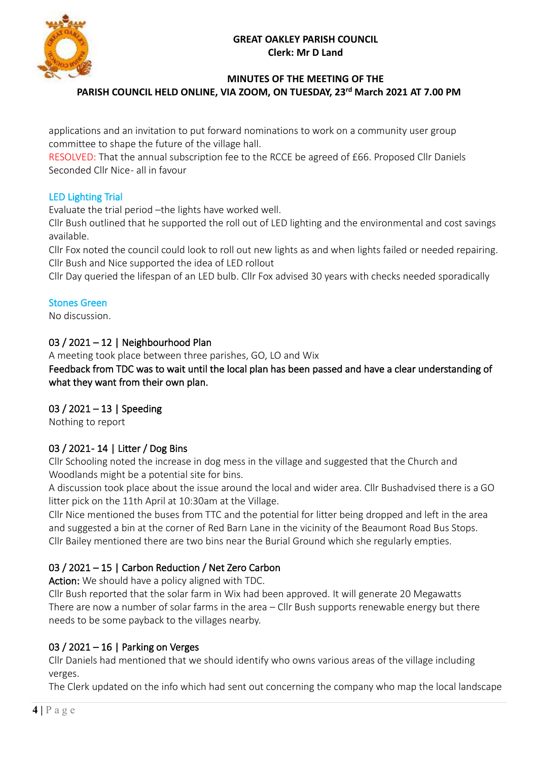applications and an invitation to put forward nominations to work on a community user group committee to shape the future of the village hall.

RESOLVED: That the annual subscription fee to the RCCE be agreed of £66. Proposed Cllr Daniels Seconded Cllr Nice- all in favour

### LED Lighting Trial

Evaluate the trial period –the lights have worked well.

Cllr Bush outlined that he supported the roll out of LED lighting and the environmental and cost savings available.

Cllr Fox noted the council could look to roll out new lights as and when lights failed or needed repairing.

Cllr Bush and Nice supported the idea of LED rollout

Cllr Day queried the lifespan of an LED bulb. Cllr Fox advised 30 years with checks needed sporadically

### Stones Green

No discussion.

## 03 / 2021 – 12 | Neighbourhood Plan

A meeting took place between three parishes, GO, LO and Wix

**Feedback from TDC was to wait until the local plan has been passed and have a clear understanding of what they want from their own plan.**

## 03 / 2021 – 13 | Speeding

Nothing to report

## 03 / 2021- 14 | Litter / Dog Bins

Cllr Schooling noted the increase in dog mess in the village and suggested that the Church and Woodlands might be a potential site for bins.

A discussion took place about the issue around the local and wider area. Cllr Bushadvised there is a GO litter pick on the 11th April at 10:30am at the Village.

Cllr Nice mentioned the buses from TTC and the potential for litter being dropped and left in the area and suggested a bin at the corner of Red Barn Lane in the vicinity of the Beaumont Road Bus Stops.

Cllr Bailey mentioned there are two bins near the Burial Ground which she regularly empties.

## 03 / 2021 – 15 | Carbon Reduction / Net Zero Carbon

**Action:** We should have a policy aligned with TDC.

Cllr Bush reported that the solar farm in Wix had been approved. It will generate 20 Megawatts

There are now a number of solar farms in the area – Cllr Bush supports renewable energy but there needs to be some payback to the villages nearby.

## 03 / 2021 – 16 | Parking on Verges

Cllr Daniels had mentioned that we should identify who owns various areas of the village including verges.

The Clerk updated on the info which had sent out concerning the company who map the local landscape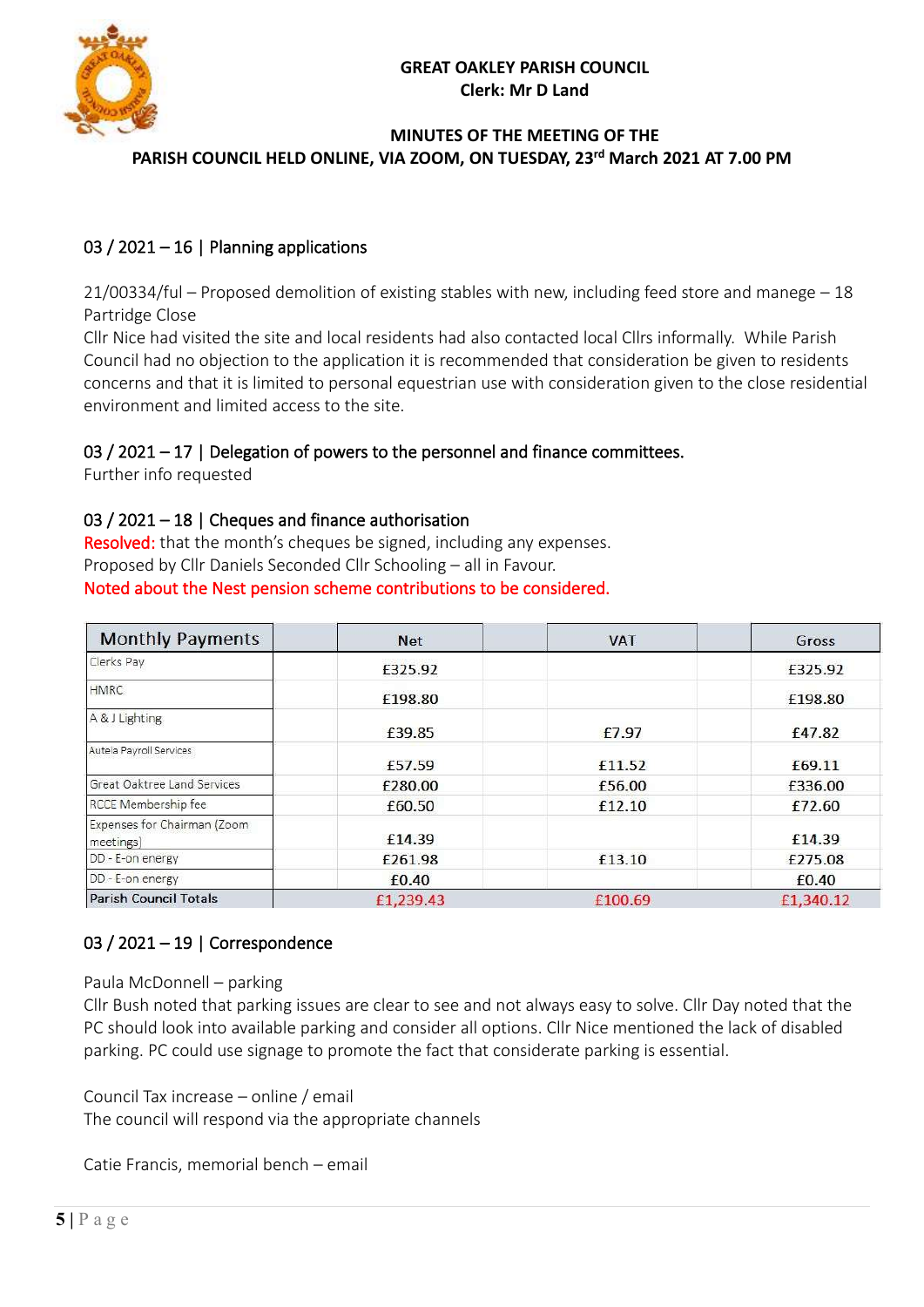**GREAT OAKLEY PARISH COUNCIL**
**Clerk: Mr D Land**

**MINUTES OF THE MEETING OF THE PARISH COUNCIL HELD ONLINE, VIA ZOOM, ON TUESDAY, 23rd March 2021 AT 7.00 PM**

## 03 / 2021 – 16 | Planning applications

21/00334/ful – Proposed demolition of existing stables with new, including feed store and manege – 18 Partridge Close
Cllr Nice had visited the site and local residents had also contacted local Cllrs informally. While Parish Council had no objection to the application it is recommended that consideration be given to residents concerns and that it is limited to personal equestrian use with consideration given to the close residential environment and limited access to the site.

## 03 / 2021 – 17 | Delegation of powers to the personnel and finance committees.

Further info requested

## 03 / 2021 – 18 | Cheques and finance authorisation

Resolved: that the month's cheques be signed, including any expenses.
Proposed by Cllr Daniels Seconded Cllr Schooling – all in Favour.
Noted about the Nest pension scheme contributions to be considered.

| Monthly Payments | Net | VAT | Gross |
|---|---|---|---|
| Clerks Pay | £325.92 | | £325.92 |
| HMRC | £198.80 | | £198.80 |
| A & J Lighting | £39.85 | £7.97 | £47.82 |
| Autela Payroll Services | £57.59 | £11.52 | £69.11 |
| Great Oaktree Land Services | £280.00 | £56.00 | £336.00 |
| RCCE Membership fee | £60.50 | £12.10 | £72.60 |
| Expenses for Chairman (Zoom meetings) | £14.39 | | £14.39 |
| DD - E-on energy | £261.98 | £13.10 | £275.08 |
| DD - E-on energy | £0.40 | | £0.40 |
| Parish Council Totals | £1,239.43 | £100.69 | £1,340.12 |

## 03 / 2021 – 19 | Correspondence

Paula McDonnell – parking
Cllr Bush noted that parking issues are clear to see and not always easy to solve. Cllr Day noted that the PC should look into available parking and consider all options. Cllr Nice mentioned the lack of disabled parking. PC could use signage to promote the fact that considerate parking is essential.

Council Tax increase – online / email
The council will respond via the appropriate channels

Catie Francis, memorial bench – email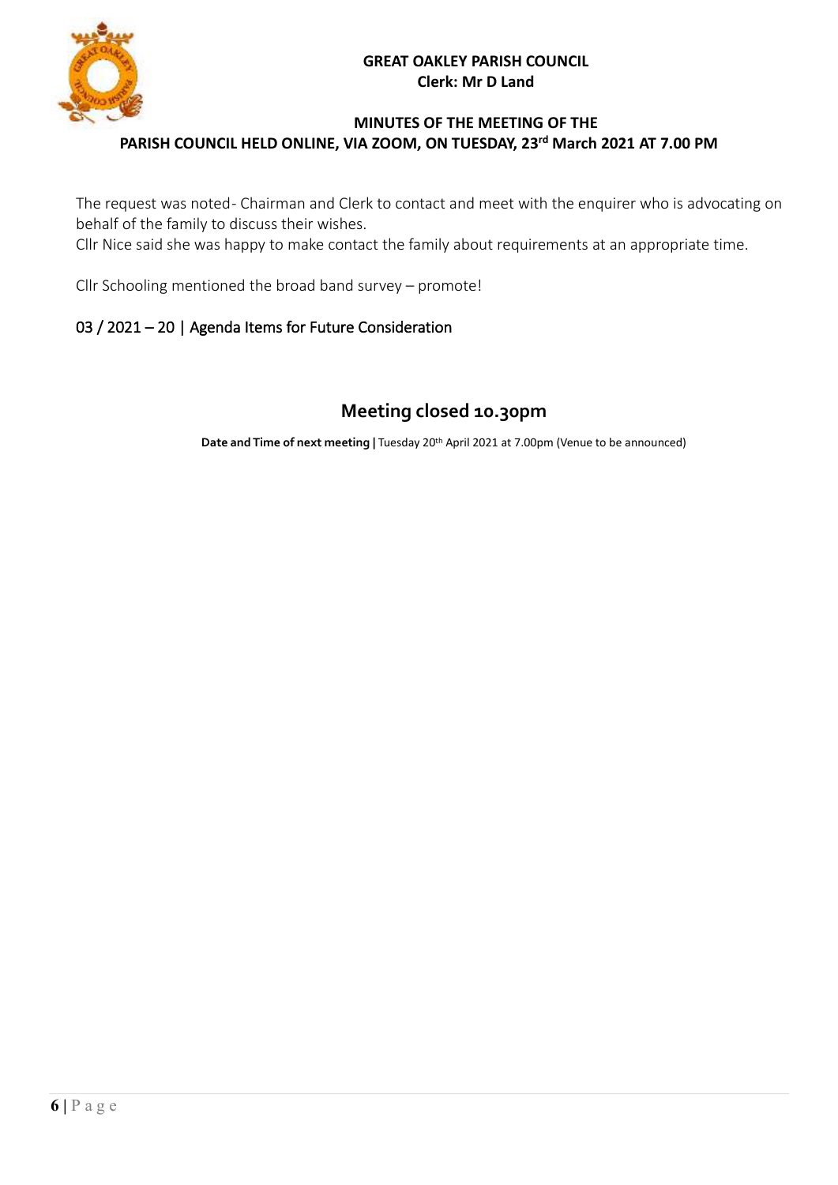The request was noted- Chairman and Clerk to contact and meet with the enquirer who is advocating on behalf of the family to discuss their wishes.
Cllr Nice said she was happy to make contact the family about requirements at an appropriate time.

Cllr Schooling mentioned the broad band survey – promote!

### 03 / 2021 – 20 | Agenda Items for Future Consideration

## Meeting closed 10.30pm

**Date and Time of next meeting |** Tuesday 20th April 2021 at 7.00pm (Venue to be announced)